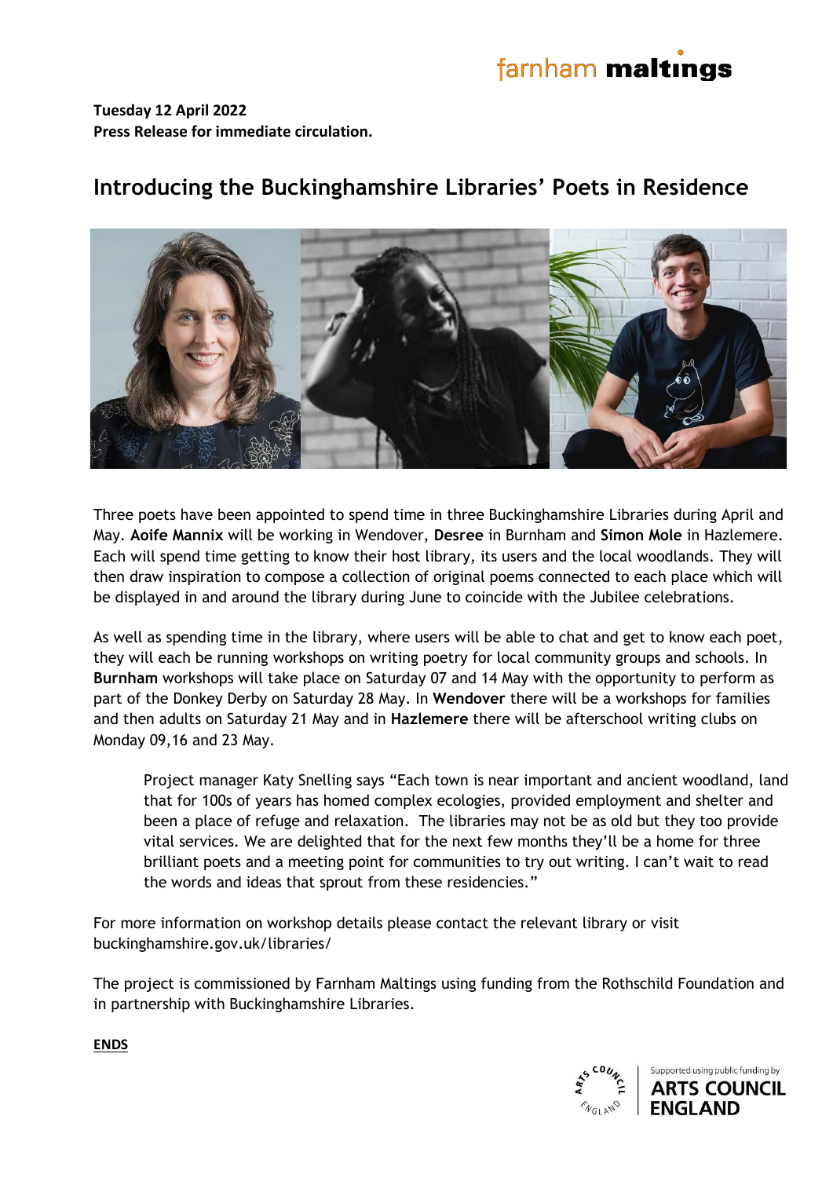farnham maltings

**Tuesday 12 April 2022**
**Press Release for immediate circulation.**

# Introducing the Buckinghamshire Libraries' Poets in Residence

Three poets have been appointed to spend time in three Buckinghamshire Libraries during April and May. **Aoife Mannix** will be working in Wendover, **Desree** in Burnham and **Simon Mole** in Hazlemere. Each will spend time getting to know their host library, its users and the local woodlands. They will then draw inspiration to compose a collection of original poems connected to each place which will be displayed in and around the library during June to coincide with the Jubilee celebrations.

As well as spending time in the library, where users will be able to chat and get to know each poet, they will each be running workshops on writing poetry for local community groups and schools. In **Burnham** workshops will take place on Saturday 07 and 14 May with the opportunity to perform as part of the Donkey Derby on Saturday 28 May. In **Wendover** there will be a workshops for families and then adults on Saturday 21 May and in **Hazlemere** there will be afterschool writing clubs on Monday 09,16 and 23 May.

> Project manager Katy Snelling says "Each town is near important and ancient woodland, land that for 100s of years has homed complex ecologies, provided employment and shelter and been a place of refuge and relaxation. The libraries may not be as old but they too provide vital services. We are delighted that for the next few months they'll be a home for three brilliant poets and a meeting point for communities to try out writing. I can't wait to read the words and ideas that sprout from these residencies."

For more information on workshop details please contact the relevant library or visit buckinghamshire.gov.uk/libraries/

The project is commissioned by Farnham Maltings using funding from the Rothschild Foundation and in partnership with Buckinghamshire Libraries.

**ENDS**

Supported using public funding by ARTS COUNCIL ENGLAND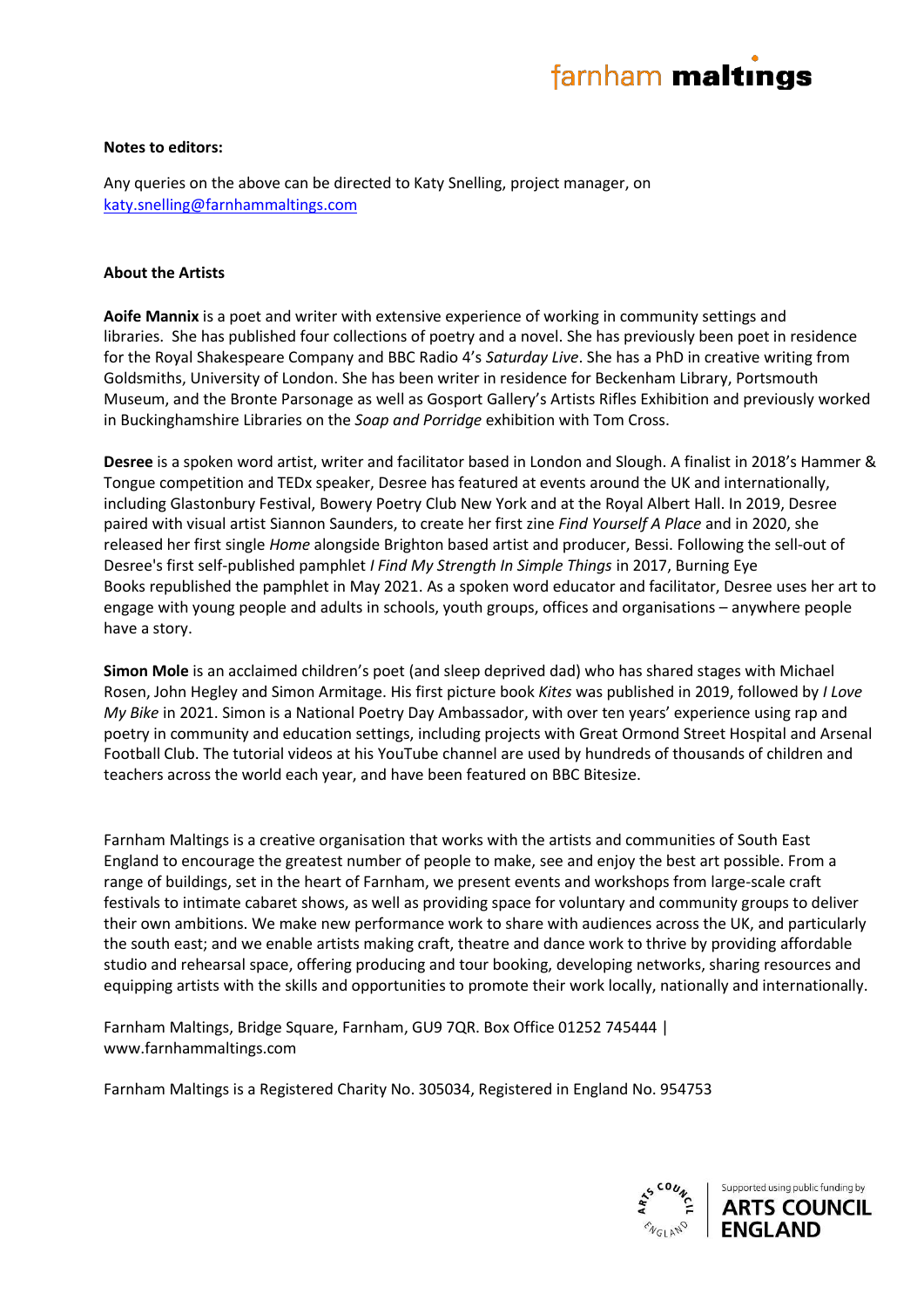**Notes to editors:**

Any queries on the above can be directed to Katy Snelling, project manager, on katy.snelling@farnhammaltings.com

**About the Artists**

**Aoife Mannix** is a poet and writer with extensive experience of working in community settings and libraries. She has published four collections of poetry and a novel. She has previously been poet in residence for the Royal Shakespeare Company and BBC Radio 4's *Saturday Live*. She has a PhD in creative writing from Goldsmiths, University of London. She has been writer in residence for Beckenham Library, Portsmouth Museum, and the Bronte Parsonage as well as Gosport Gallery's Artists Rifles Exhibition and previously worked in Buckinghamshire Libraries on the *Soap and Porridge* exhibition with Tom Cross.

**Desree** is a spoken word artist, writer and facilitator based in London and Slough. A finalist in 2018's Hammer & Tongue competition and TEDx speaker, Desree has featured at events around the UK and internationally, including Glastonbury Festival, Bowery Poetry Club New York and at the Royal Albert Hall. In 2019, Desree paired with visual artist Siannon Saunders, to create her first zine *Find Yourself A Place* and in 2020, she released her first single *Home* alongside Brighton based artist and producer, Bessi. Following the sell-out of Desree's first self-published pamphlet *I Find My Strength In Simple Things* in 2017, Burning Eye Books republished the pamphlet in May 2021. As a spoken word educator and facilitator, Desree uses her art to engage with young people and adults in schools, youth groups, offices and organisations – anywhere people have a story.

**Simon Mole** is an acclaimed children's poet (and sleep deprived dad) who has shared stages with Michael Rosen, John Hegley and Simon Armitage. His first picture book *Kites* was published in 2019, followed by *I Love My Bike* in 2021. Simon is a National Poetry Day Ambassador, with over ten years' experience using rap and poetry in community and education settings, including projects with Great Ormond Street Hospital and Arsenal Football Club. The tutorial videos at his YouTube channel are used by hundreds of thousands of children and teachers across the world each year, and have been featured on BBC Bitesize.

Farnham Maltings is a creative organisation that works with the artists and communities of South East England to encourage the greatest number of people to make, see and enjoy the best art possible. From a range of buildings, set in the heart of Farnham, we present events and workshops from large-scale craft festivals to intimate cabaret shows, as well as providing space for voluntary and community groups to deliver their own ambitions. We make new performance work to share with audiences across the UK, and particularly the south east; and we enable artists making craft, theatre and dance work to thrive by providing affordable studio and rehearsal space, offering producing and tour booking, developing networks, sharing resources and equipping artists with the skills and opportunities to promote their work locally, nationally and internationally.

Farnham Maltings, Bridge Square, Farnham, GU9 7QR. Box Office 01252 745444 | www.farnhammaltings.com

Farnham Maltings is a Registered Charity No. 305034, Registered in England No. 954753

Supported using public funding by ARTS COUNCIL ENGLAND